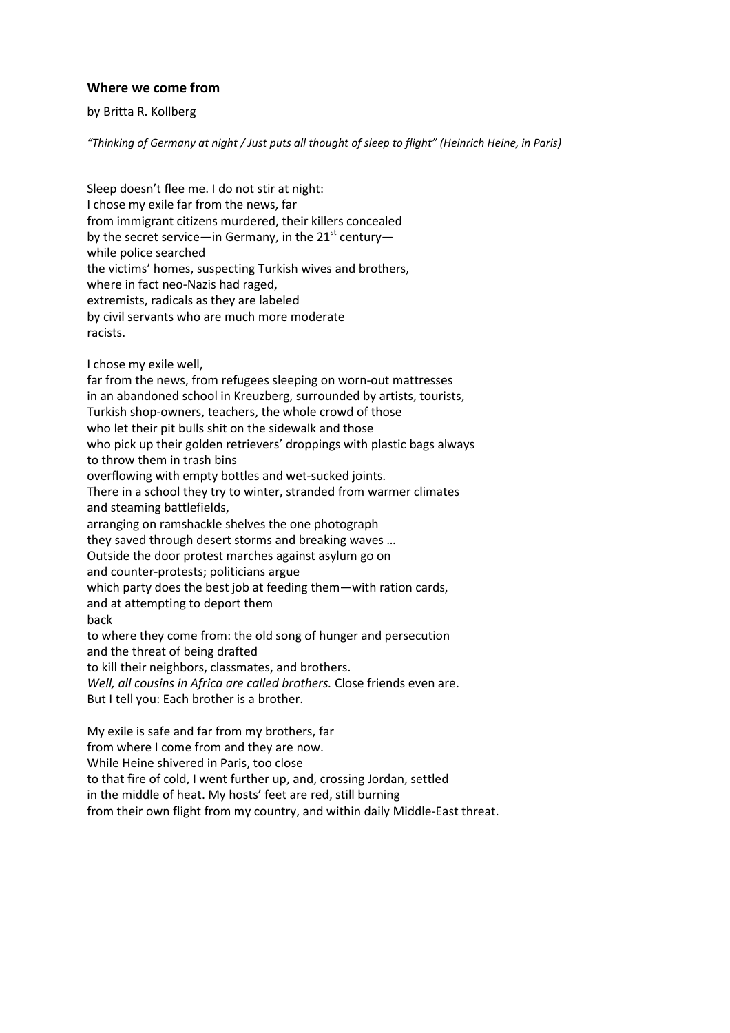### Where we come from

by Britta R. Kollberg

*"Thinking of Germany at night / Just puts all thought of sleep to flight" (Heinrich Heine, in Paris)*

Sleep doesn't flee me. I do not stir at night:  
I chose my exile far from the news, far  
from immigrant citizens murdered, their killers concealed  
by the secret service—in Germany, in the 21st century—  
while police searched  
the victims' homes, suspecting Turkish wives and brothers,  
where in fact neo-Nazis had raged,  
extremists, radicals as they are labeled  
by civil servants who are much more moderate  
racists.

I chose my exile well,  
far from the news, from refugees sleeping on worn-out mattresses  
in an abandoned school in Kreuzberg, surrounded by artists, tourists,  
Turkish shop-owners, teachers, the whole crowd of those  
who let their pit bulls shit on the sidewalk and those  
who pick up their golden retrievers' droppings with plastic bags always  
to throw them in trash bins  
overflowing with empty bottles and wet-sucked joints.  
There in a school they try to winter, stranded from warmer climates  
and steaming battlefields,  
arranging on ramshackle shelves the one photograph  
they saved through desert storms and breaking waves …  
Outside the door protest marches against asylum go on  
and counter-protests; politicians argue  
which party does the best job at feeding them—with ration cards,  
and at attempting to deport them  
back  
to where they come from: the old song of hunger and persecution  
and the threat of being drafted  
to kill their neighbors, classmates, and brothers.  
*Well, all cousins in Africa are called brothers.* Close friends even are.  
But I tell you: Each brother is a brother.

My exile is safe and far from my brothers, far  
from where I come from and they are now.  
While Heine shivered in Paris, too close  
to that fire of cold, I went further up, and, crossing Jordan, settled  
in the middle of heat. My hosts' feet are red, still burning  
from their own flight from my country, and within daily Middle-East threat.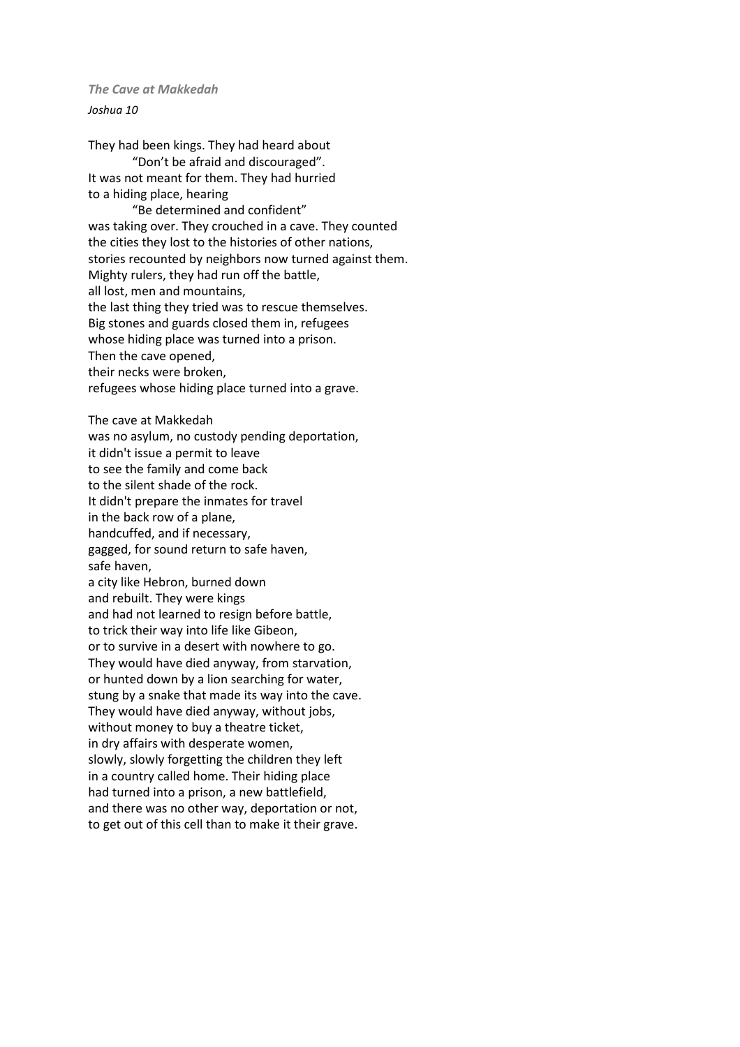*The Cave at Makkedah*

*Joshua 10*

They had been kings. They had heard about  
        "Don't be afraid and discouraged".  
It was not meant for them. They had hurried  
to a hiding place, hearing  
        "Be determined and confident"  
was taking over. They crouched in a cave. They counted  
the cities they lost to the histories of other nations,  
stories recounted by neighbors now turned against them.  
Mighty rulers, they had run off the battle,  
all lost, men and mountains,  
the last thing they tried was to rescue themselves.  
Big stones and guards closed them in, refugees  
whose hiding place was turned into a prison.  
Then the cave opened,  
their necks were broken,  
refugees whose hiding place turned into a grave.

The cave at Makkedah  
was no asylum, no custody pending deportation,  
it didn't issue a permit to leave  
to see the family and come back  
to the silent shade of the rock.  
It didn't prepare the inmates for travel  
in the back row of a plane,  
handcuffed, and if necessary,  
gagged, for sound return to safe haven,  
safe haven,  
a city like Hebron, burned down  
and rebuilt. They were kings  
and had not learned to resign before battle,  
to trick their way into life like Gibeon,  
or to survive in a desert with nowhere to go.  
They would have died anyway, from starvation,  
or hunted down by a lion searching for water,  
stung by a snake that made its way into the cave.  
They would have died anyway, without jobs,  
without money to buy a theatre ticket,  
in dry affairs with desperate women,  
slowly, slowly forgetting the children they left  
in a country called home. Their hiding place  
had turned into a prison, a new battlefield,  
and there was no other way, deportation or not,  
to get out of this cell than to make it their grave.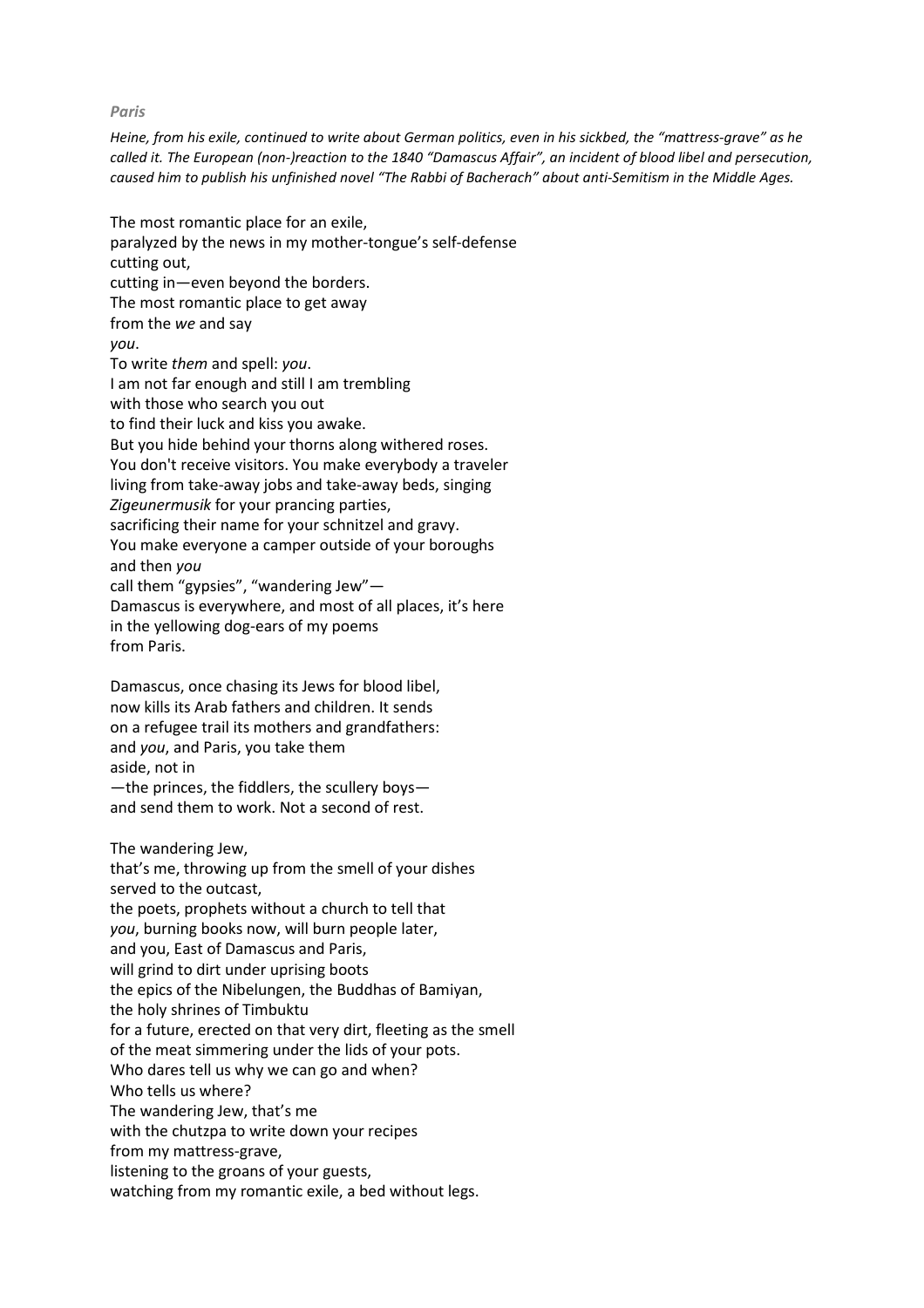***Paris***

*Heine, from his exile, continued to write about German politics, even in his sickbed, the "mattress-grave" as he called it. The European (non-)reaction to the 1840 "Damascus Affair", an incident of blood libel and persecution, caused him to publish his unfinished novel "The Rabbi of Bacherach" about anti-Semitism in the Middle Ages.*

The most romantic place for an exile,  
paralyzed by the news in my mother-tongue's self-defense  
cutting out,  
cutting in—even beyond the borders.  
The most romantic place to get away  
from the *we* and say  
*you*.  
To write *them* and spell: *you*.  
I am not far enough and still I am trembling  
with those who search you out  
to find their luck and kiss you awake.  
But you hide behind your thorns along withered roses.  
You don't receive visitors. You make everybody a traveler  
living from take-away jobs and take-away beds, singing  
*Zigeunermusik* for your prancing parties,  
sacrificing their name for your schnitzel and gravy.  
You make everyone a camper outside of your boroughs  
and then *you*  
call them "gypsies", "wandering Jew"—  
Damascus is everywhere, and most of all places, it's here  
in the yellowing dog-ears of my poems  
from Paris.

Damascus, once chasing its Jews for blood libel,  
now kills its Arab fathers and children. It sends  
on a refugee trail its mothers and grandfathers:  
and *you*, and Paris, you take them  
aside, not in  
—the princes, the fiddlers, the scullery boys—  
and send them to work. Not a second of rest.

The wandering Jew,  
that's me, throwing up from the smell of your dishes  
served to the outcast,  
the poets, prophets without a church to tell that  
*you*, burning books now, will burn people later,  
and you, East of Damascus and Paris,  
will grind to dirt under uprising boots  
the epics of the Nibelungen, the Buddhas of Bamiyan,  
the holy shrines of Timbuktu  
for a future, erected on that very dirt, fleeting as the smell  
of the meat simmering under the lids of your pots.  
Who dares tell us why we can go and when?  
Who tells us where?  
The wandering Jew, that's me  
with the chutzpa to write down your recipes  
from my mattress-grave,  
listening to the groans of your guests,  
watching from my romantic exile, a bed without legs.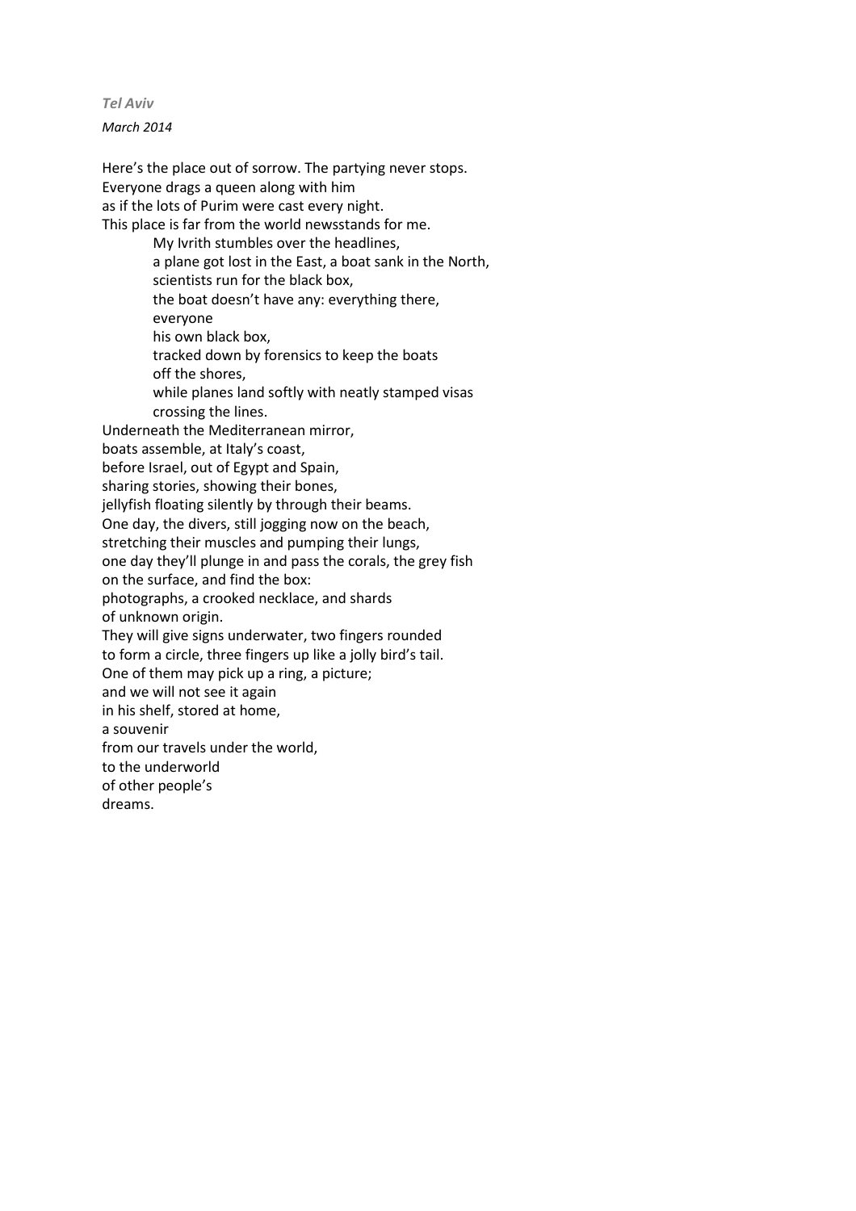*Tel Aviv*

*March 2014*

Here's the place out of sorrow. The partying never stops.
Everyone drags a queen along with him
as if the lots of Purim were cast every night.
This place is far from the world newsstands for me.
&nbsp;&nbsp;&nbsp;&nbsp;&nbsp;&nbsp;&nbsp;&nbsp;My Ivrith stumbles over the headlines,
&nbsp;&nbsp;&nbsp;&nbsp;&nbsp;&nbsp;&nbsp;&nbsp;a plane got lost in the East, a boat sank in the North,
&nbsp;&nbsp;&nbsp;&nbsp;&nbsp;&nbsp;&nbsp;&nbsp;scientists run for the black box,
&nbsp;&nbsp;&nbsp;&nbsp;&nbsp;&nbsp;&nbsp;&nbsp;the boat doesn't have any: everything there,
&nbsp;&nbsp;&nbsp;&nbsp;&nbsp;&nbsp;&nbsp;&nbsp;everyone
&nbsp;&nbsp;&nbsp;&nbsp;&nbsp;&nbsp;&nbsp;&nbsp;his own black box,
&nbsp;&nbsp;&nbsp;&nbsp;&nbsp;&nbsp;&nbsp;&nbsp;tracked down by forensics to keep the boats
&nbsp;&nbsp;&nbsp;&nbsp;&nbsp;&nbsp;&nbsp;&nbsp;off the shores,
&nbsp;&nbsp;&nbsp;&nbsp;&nbsp;&nbsp;&nbsp;&nbsp;while planes land softly with neatly stamped visas
&nbsp;&nbsp;&nbsp;&nbsp;&nbsp;&nbsp;&nbsp;&nbsp;crossing the lines.
Underneath the Mediterranean mirror,
boats assemble, at Italy's coast,
before Israel, out of Egypt and Spain,
sharing stories, showing their bones,
jellyfish floating silently by through their beams.
One day, the divers, still jogging now on the beach,
stretching their muscles and pumping their lungs,
one day they'll plunge in and pass the corals, the grey fish
on the surface, and find the box:
photographs, a crooked necklace, and shards
of unknown origin.
They will give signs underwater, two fingers rounded
to form a circle, three fingers up like a jolly bird's tail.
One of them may pick up a ring, a picture;
and we will not see it again
in his shelf, stored at home,
a souvenir
from our travels under the world,
to the underworld
of other people's
dreams.